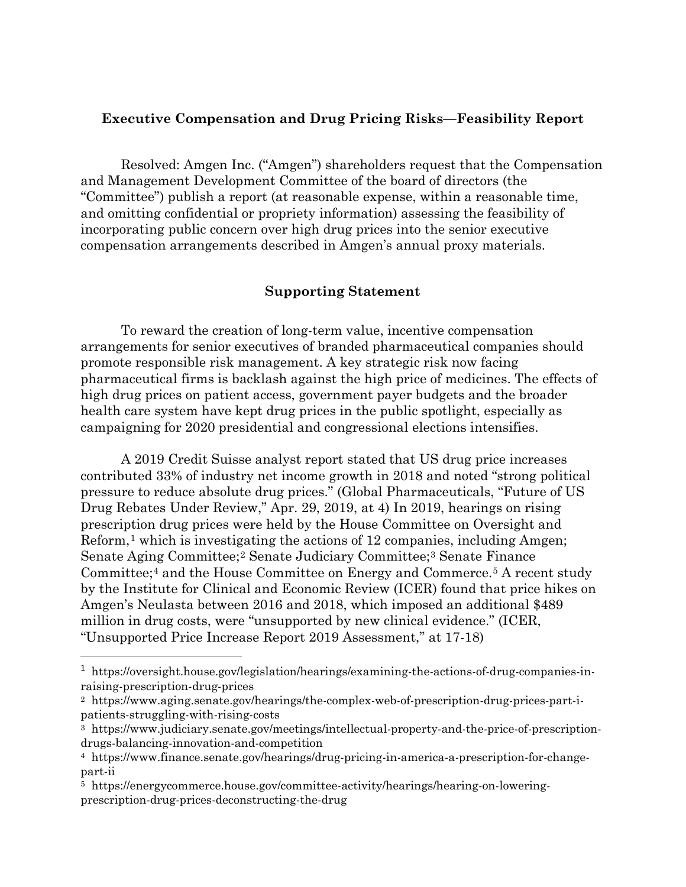**Executive Compensation and Drug Pricing Risks—Feasibility Report**

Resolved: Amgen Inc. ("Amgen") shareholders request that the Compensation and Management Development Committee of the board of directors (the "Committee") publish a report (at reasonable expense, within a reasonable time, and omitting confidential or propriety information) assessing the feasibility of incorporating public concern over high drug prices into the senior executive compensation arrangements described in Amgen's annual proxy materials.

**Supporting Statement**

To reward the creation of long-term value, incentive compensation arrangements for senior executives of branded pharmaceutical companies should promote responsible risk management. A key strategic risk now facing pharmaceutical firms is backlash against the high price of medicines. The effects of high drug prices on patient access, government payer budgets and the broader health care system have kept drug prices in the public spotlight, especially as campaigning for 2020 presidential and congressional elections intensifies.

A 2019 Credit Suisse analyst report stated that US drug price increases contributed 33% of industry net income growth in 2018 and noted "strong political pressure to reduce absolute drug prices." (Global Pharmaceuticals, "Future of US Drug Rebates Under Review," Apr. 29, 2019, at 4) In 2019, hearings on rising prescription drug prices were held by the House Committee on Oversight and Reform,[1] which is investigating the actions of 12 companies, including Amgen; Senate Aging Committee;[2] Senate Judiciary Committee;[3] Senate Finance Committee;[4] and the House Committee on Energy and Commerce.[5] A recent study by the Institute for Clinical and Economic Review (ICER) found that price hikes on Amgen's Neulasta between 2016 and 2018, which imposed an additional $489 million in drug costs, were "unsupported by new clinical evidence." (ICER, "Unsupported Price Increase Report 2019 Assessment," at 17-18)

---

[1] https://oversight.house.gov/legislation/hearings/examining-the-actions-of-drug-companies-in-raising-prescription-drug-prices

[2] https://www.aging.senate.gov/hearings/the-complex-web-of-prescription-drug-prices-part-i-patients-struggling-with-rising-costs

[3] https://www.judiciary.senate.gov/meetings/intellectual-property-and-the-price-of-prescription-drugs-balancing-innovation-and-competition

[4] https://www.finance.senate.gov/hearings/drug-pricing-in-america-a-prescription-for-change-part-ii

[5] https://energycommerce.house.gov/committee-activity/hearings/hearing-on-lowering-prescription-drug-prices-deconstructing-the-drug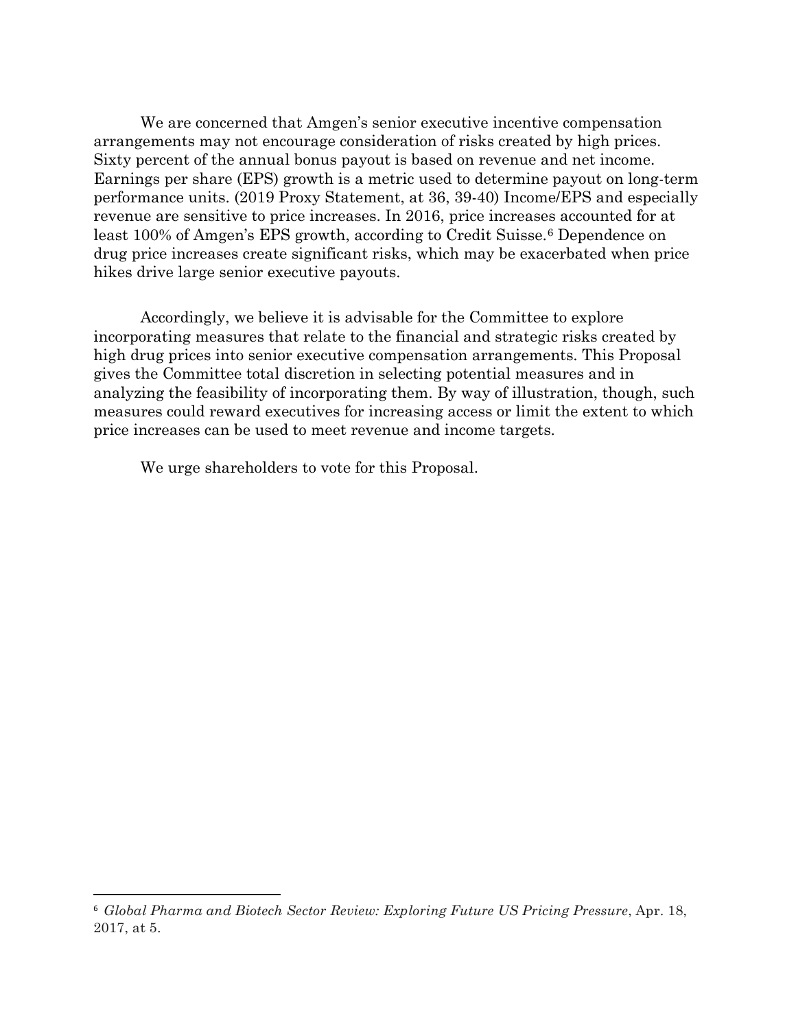We are concerned that Amgen's senior executive incentive compensation arrangements may not encourage consideration of risks created by high prices. Sixty percent of the annual bonus payout is based on revenue and net income. Earnings per share (EPS) growth is a metric used to determine payout on long-term performance units. (2019 Proxy Statement, at 36, 39-40) Income/EPS and especially revenue are sensitive to price increases. In 2016, price increases accounted for at least 100% of Amgen's EPS growth, according to Credit Suisse.[6] Dependence on drug price increases create significant risks, which may be exacerbated when price hikes drive large senior executive payouts.

Accordingly, we believe it is advisable for the Committee to explore incorporating measures that relate to the financial and strategic risks created by high drug prices into senior executive compensation arrangements. This Proposal gives the Committee total discretion in selecting potential measures and in analyzing the feasibility of incorporating them. By way of illustration, though, such measures could reward executives for increasing access or limit the extent to which price increases can be used to meet revenue and income targets.

We urge shareholders to vote for this Proposal.

---

[6] *Global Pharma and Biotech Sector Review: Exploring Future US Pricing Pressure*, Apr. 18, 2017, at 5.